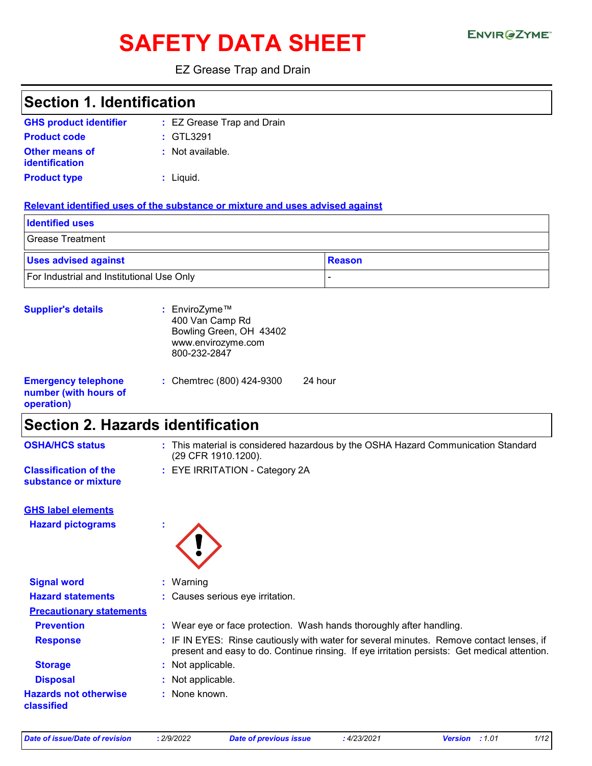# SAFETY DATA SHEET

EZ Grease Trap and Drain

## Section 1. Identification

**GHS product identifier** : EZ Grease Trap and Drain

**Product code** : GTL3291

**Other means of identification** : Not available.

**Product type** : Liquid.

**Relevant identified uses of the substance or mixture and uses advised against**

| Identified uses |
| --- |
| Grease Treatment |

| Uses advised against | Reason |
| --- | --- |
| For Industrial and Institutional Use Only | - |

**Supplier's details** : EnviroZyme™
400 Van Camp Rd
Bowling Green, OH 43402
www.envirozyme.com
800-232-2847

**Emergency telephone number (with hours of operation)** : Chemtrec (800) 424-9300 24 hour

## Section 2. Hazards identification

**OSHA/HCS status** : This material is considered hazardous by the OSHA Hazard Communication Standard (29 CFR 1910.1200).

**Classification of the substance or mixture** : EYE IRRITATION - Category 2A

**GHS label elements**

**Hazard pictograms** :

**Signal word** : Warning

**Hazard statements** : Causes serious eye irritation.

**Precautionary statements**

**Prevention** : Wear eye or face protection. Wash hands thoroughly after handling.

**Response** : IF IN EYES: Rinse cautiously with water for several minutes. Remove contact lenses, if present and easy to do. Continue rinsing. If eye irritation persists: Get medical attention.

**Storage** : Not applicable.

**Disposal** : Not applicable.

**Hazards not otherwise classified** : None known.

*Date of issue/Date of revision* : 2/9/2022 *Date of previous issue* : 4/23/2021 *Version* : 1.01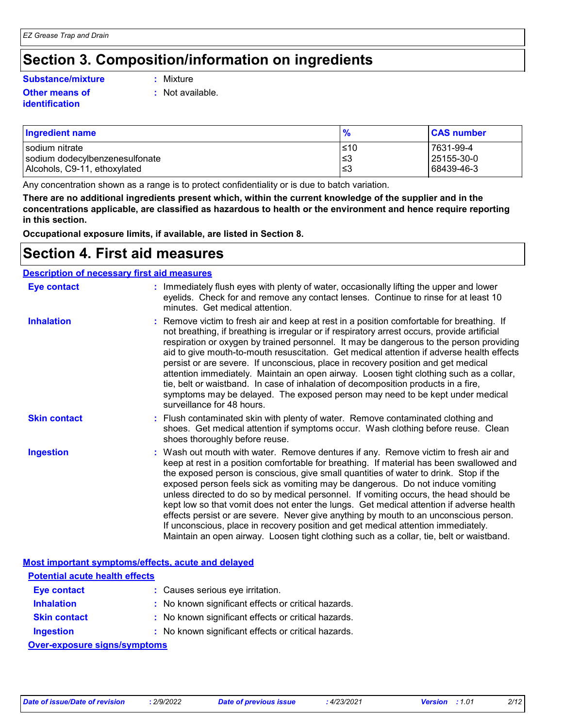# Section 3. Composition/information on ingredients

**Substance/mixture** : Mixture

**Other means of identification** : Not available.

| Ingredient name | % | CAS number |
|---|---|---|
| sodium nitrate | ≤10 | 7631-99-4 |
| sodium dodecylbenzenesulfonate | ≤3 | 25155-30-0 |
| Alcohols, C9-11, ethoxylated | ≤3 | 68439-46-3 |

Any concentration shown as a range is to protect confidentiality or is due to batch variation.

**There are no additional ingredients present which, within the current knowledge of the supplier and in the concentrations applicable, are classified as hazardous to health or the environment and hence require reporting in this section.**

**Occupational exposure limits, if available, are listed in Section 8.**

# Section 4. First aid measures

## Description of necessary first aid measures

**Eye contact** : Immediately flush eyes with plenty of water, occasionally lifting the upper and lower eyelids. Check for and remove any contact lenses. Continue to rinse for at least 10 minutes. Get medical attention.

**Inhalation** : Remove victim to fresh air and keep at rest in a position comfortable for breathing. If not breathing, if breathing is irregular or if respiratory arrest occurs, provide artificial respiration or oxygen by trained personnel. It may be dangerous to the person providing aid to give mouth-to-mouth resuscitation. Get medical attention if adverse health effects persist or are severe. If unconscious, place in recovery position and get medical attention immediately. Maintain an open airway. Loosen tight clothing such as a collar, tie, belt or waistband. In case of inhalation of decomposition products in a fire, symptoms may be delayed. The exposed person may need to be kept under medical surveillance for 48 hours.

**Skin contact** : Flush contaminated skin with plenty of water. Remove contaminated clothing and shoes. Get medical attention if symptoms occur. Wash clothing before reuse. Clean shoes thoroughly before reuse.

**Ingestion** : Wash out mouth with water. Remove dentures if any. Remove victim to fresh air and keep at rest in a position comfortable for breathing. If material has been swallowed and the exposed person is conscious, give small quantities of water to drink. Stop if the exposed person feels sick as vomiting may be dangerous. Do not induce vomiting unless directed to do so by medical personnel. If vomiting occurs, the head should be kept low so that vomit does not enter the lungs. Get medical attention if adverse health effects persist or are severe. Never give anything by mouth to an unconscious person. If unconscious, place in recovery position and get medical attention immediately. Maintain an open airway. Loosen tight clothing such as a collar, tie, belt or waistband.

## Most important symptoms/effects, acute and delayed

### Potential acute health effects

**Eye contact** : Causes serious eye irritation.

**Inhalation** : No known significant effects or critical hazards.

**Skin contact** : No known significant effects or critical hazards.

**Ingestion** : No known significant effects or critical hazards.

### Over-exposure signs/symptoms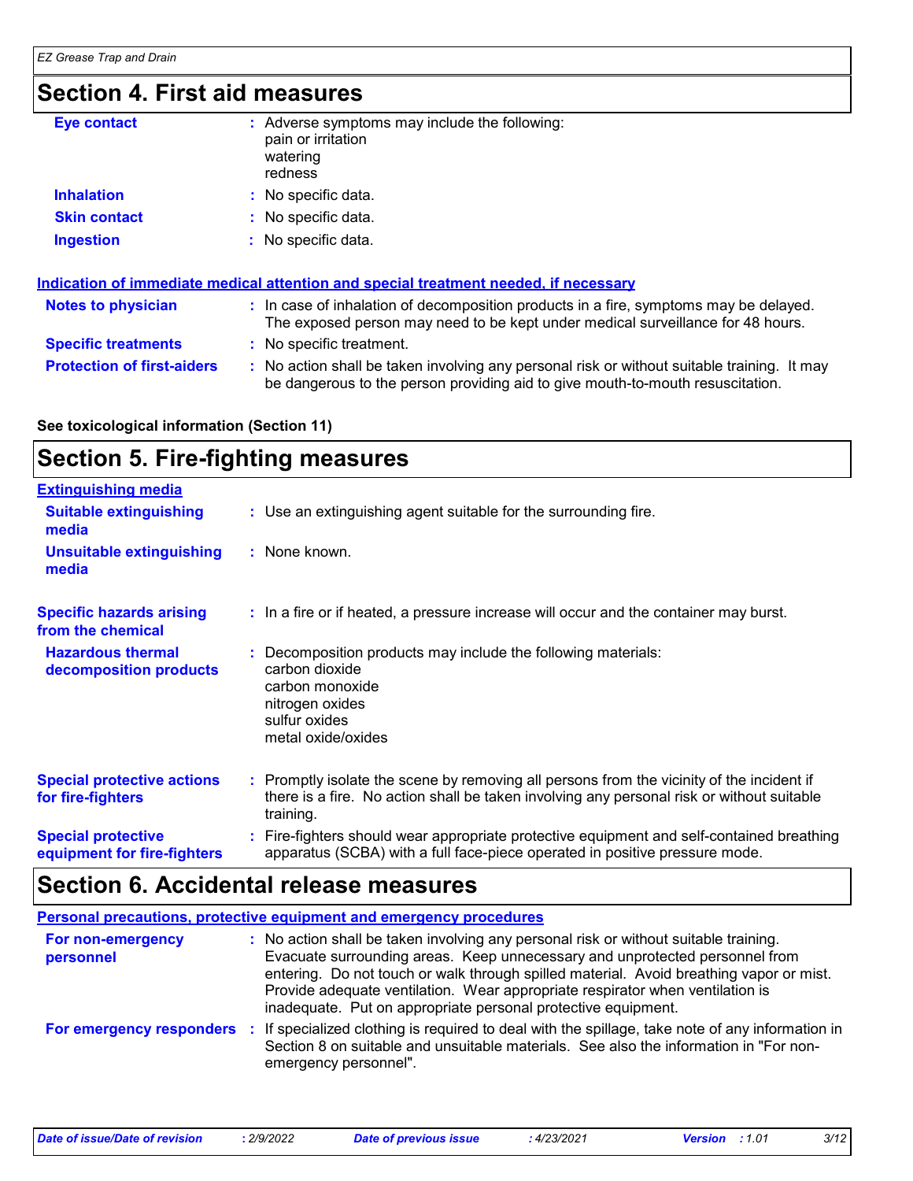## Section 4. First aid measures

**Eye contact** : Adverse symptoms may include the following:
pain or irritation
watering
redness

**Inhalation** : No specific data.

**Skin contact** : No specific data.

**Ingestion** : No specific data.

**Indication of immediate medical attention and special treatment needed, if necessary**

**Notes to physician** : In case of inhalation of decomposition products in a fire, symptoms may be delayed. The exposed person may need to be kept under medical surveillance for 48 hours.

**Specific treatments** : No specific treatment.

**Protection of first-aiders** : No action shall be taken involving any personal risk or without suitable training. It may be dangerous to the person providing aid to give mouth-to-mouth resuscitation.

**See toxicological information (Section 11)**

## Section 5. Fire-fighting measures

**Extinguishing media**

**Suitable extinguishing media** : Use an extinguishing agent suitable for the surrounding fire.

**Unsuitable extinguishing media** : None known.

**Specific hazards arising from the chemical** : In a fire or if heated, a pressure increase will occur and the container may burst.

**Hazardous thermal decomposition products** : Decomposition products may include the following materials:
carbon dioxide
carbon monoxide
nitrogen oxides
sulfur oxides
metal oxide/oxides

**Special protective actions for fire-fighters** : Promptly isolate the scene by removing all persons from the vicinity of the incident if there is a fire. No action shall be taken involving any personal risk or without suitable training.

**Special protective equipment for fire-fighters** : Fire-fighters should wear appropriate protective equipment and self-contained breathing apparatus (SCBA) with a full face-piece operated in positive pressure mode.

## Section 6. Accidental release measures

**Personal precautions, protective equipment and emergency procedures**

**For non-emergency personnel** : No action shall be taken involving any personal risk or without suitable training. Evacuate surrounding areas. Keep unnecessary and unprotected personnel from entering. Do not touch or walk through spilled material. Avoid breathing vapor or mist. Provide adequate ventilation. Wear appropriate respirator when ventilation is inadequate. Put on appropriate personal protective equipment.

**For emergency responders** : If specialized clothing is required to deal with the spillage, take note of any information in Section 8 on suitable and unsuitable materials. See also the information in "For non-emergency personnel".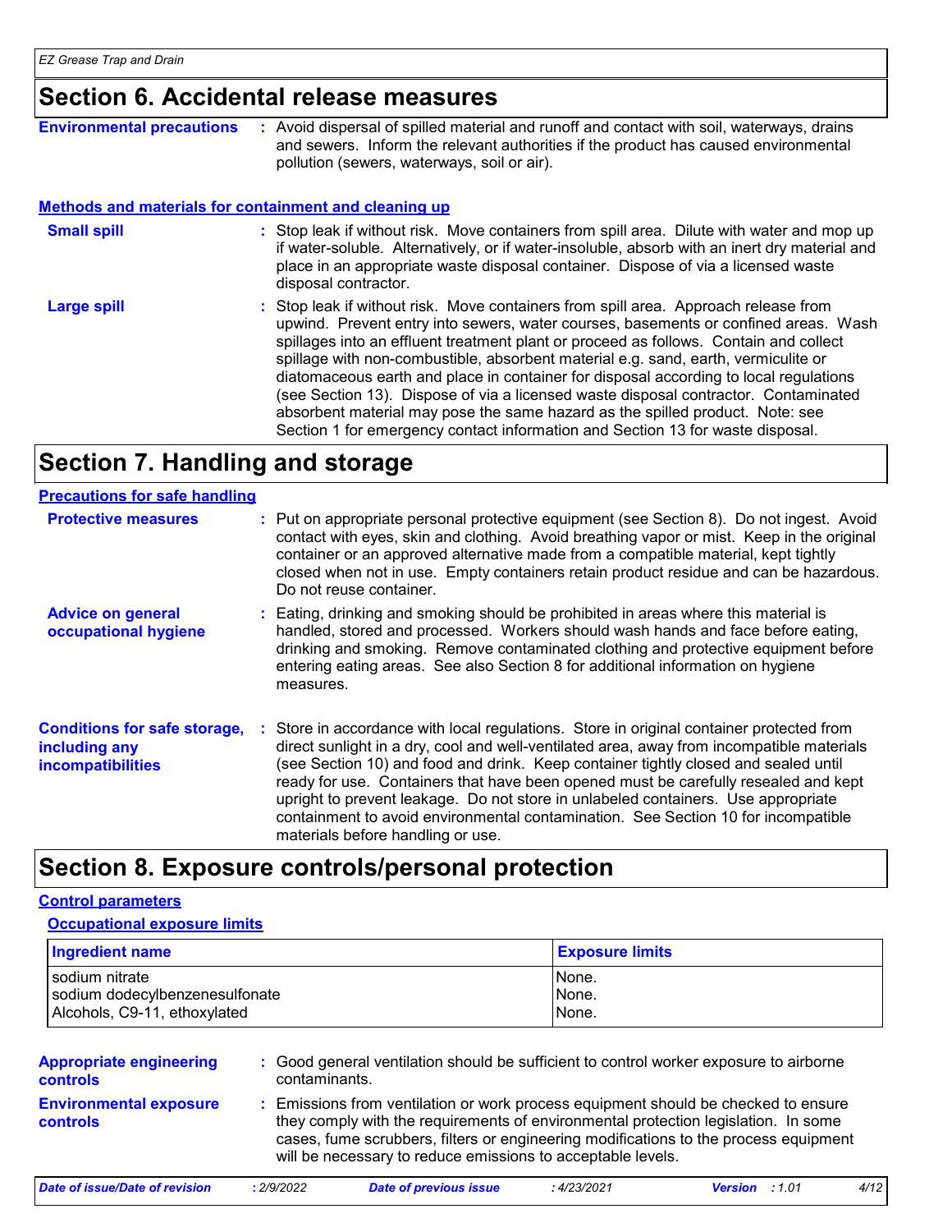## Section 6. Accidental release measures

**Environmental precautions** : Avoid dispersal of spilled material and runoff and contact with soil, waterways, drains and sewers. Inform the relevant authorities if the product has caused environmental pollution (sewers, waterways, soil or air).

### Methods and materials for containment and cleaning up

**Small spill** : Stop leak if without risk. Move containers from spill area. Dilute with water and mop up if water-soluble. Alternatively, or if water-insoluble, absorb with an inert dry material and place in an appropriate waste disposal container. Dispose of via a licensed waste disposal contractor.

**Large spill** : Stop leak if without risk. Move containers from spill area. Approach release from upwind. Prevent entry into sewers, water courses, basements or confined areas. Wash spillages into an effluent treatment plant or proceed as follows. Contain and collect spillage with non-combustible, absorbent material e.g. sand, earth, vermiculite or diatomaceous earth and place in container for disposal according to local regulations (see Section 13). Dispose of via a licensed waste disposal contractor. Contaminated absorbent material may pose the same hazard as the spilled product. Note: see Section 1 for emergency contact information and Section 13 for waste disposal.

## Section 7. Handling and storage

### Precautions for safe handling

**Protective measures** : Put on appropriate personal protective equipment (see Section 8). Do not ingest. Avoid contact with eyes, skin and clothing. Avoid breathing vapor or mist. Keep in the original container or an approved alternative made from a compatible material, kept tightly closed when not in use. Empty containers retain product residue and can be hazardous. Do not reuse container.

**Advice on general occupational hygiene** : Eating, drinking and smoking should be prohibited in areas where this material is handled, stored and processed. Workers should wash hands and face before eating, drinking and smoking. Remove contaminated clothing and protective equipment before entering eating areas. See also Section 8 for additional information on hygiene measures.

**Conditions for safe storage, including any incompatibilities** : Store in accordance with local regulations. Store in original container protected from direct sunlight in a dry, cool and well-ventilated area, away from incompatible materials (see Section 10) and food and drink. Keep container tightly closed and sealed until ready for use. Containers that have been opened must be carefully resealed and kept upright to prevent leakage. Do not store in unlabeled containers. Use appropriate containment to avoid environmental contamination. See Section 10 for incompatible materials before handling or use.

## Section 8. Exposure controls/personal protection

### Control parameters

#### Occupational exposure limits

| Ingredient name | Exposure limits |
|---|---|
| sodium nitrate | None. |
| sodium dodecylbenzenesulfonate | None. |
| Alcohols, C9-11, ethoxylated | None. |

**Appropriate engineering controls** : Good general ventilation should be sufficient to control worker exposure to airborne contaminants.

**Environmental exposure controls** : Emissions from ventilation or work process equipment should be checked to ensure they comply with the requirements of environmental protection legislation. In some cases, fume scrubbers, filters or engineering modifications to the process equipment will be necessary to reduce emissions to acceptable levels.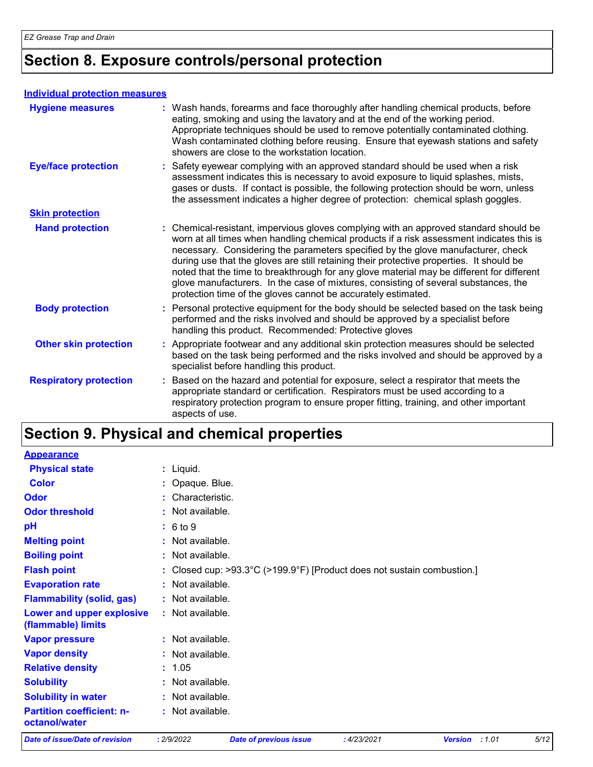# Section 8. Exposure controls/personal protection

## Individual protection measures

| | |
|---|---|
| **Hygiene measures** | : Wash hands, forearms and face thoroughly after handling chemical products, before eating, smoking and using the lavatory and at the end of the working period. Appropriate techniques should be used to remove potentially contaminated clothing. Wash contaminated clothing before reusing. Ensure that eyewash stations and safety showers are close to the workstation location. |
| **Eye/face protection** | : Safety eyewear complying with an approved standard should be used when a risk assessment indicates this is necessary to avoid exposure to liquid splashes, mists, gases or dusts. If contact is possible, the following protection should be worn, unless the assessment indicates a higher degree of protection: chemical splash goggles. |

### Skin protection

| | |
|---|---|
| **Hand protection** | : Chemical-resistant, impervious gloves complying with an approved standard should be worn at all times when handling chemical products if a risk assessment indicates this is necessary. Considering the parameters specified by the glove manufacturer, check during use that the gloves are still retaining their protective properties. It should be noted that the time to breakthrough for any glove material may be different for different glove manufacturers. In the case of mixtures, consisting of several substances, the protection time of the gloves cannot be accurately estimated. |
| **Body protection** | : Personal protective equipment for the body should be selected based on the task being performed and the risks involved and should be approved by a specialist before handling this product. Recommended: Protective gloves |
| **Other skin protection** | : Appropriate footwear and any additional skin protection measures should be selected based on the task being performed and the risks involved and should be approved by a specialist before handling this product. |
| **Respiratory protection** | : Based on the hazard and potential for exposure, select a respirator that meets the appropriate standard or certification. Respirators must be used according to a respiratory protection program to ensure proper fitting, training, and other important aspects of use. |

# Section 9. Physical and chemical properties

## Appearance

| | |
|---|---|
| **Physical state** | : Liquid. |
| **Color** | : Opaque. Blue. |
| **Odor** | : Characteristic. |
| **Odor threshold** | : Not available. |
| **pH** | : 6 to 9 |
| **Melting point** | : Not available. |
| **Boiling point** | : Not available. |
| **Flash point** | : Closed cup: >93.3°C (>199.9°F) [Product does not sustain combustion.] |
| **Evaporation rate** | : Not available. |
| **Flammability (solid, gas)** | : Not available. |
| **Lower and upper explosive (flammable) limits** | : Not available. |
| **Vapor pressure** | : Not available. |
| **Vapor density** | : Not available. |
| **Relative density** | : 1.05 |
| **Solubility** | : Not available. |
| **Solubility in water** | : Not available. |
| **Partition coefficient: n-octanol/water** | : Not available. |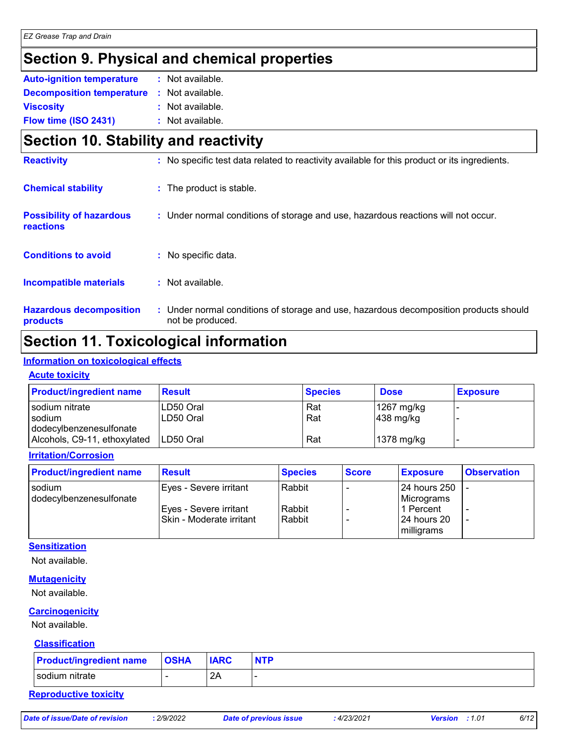# Section 9. Physical and chemical properties

**Auto-ignition temperature** : Not available.

**Decomposition temperature** : Not available.

**Viscosity** : Not available.

**Flow time (ISO 2431)** : Not available.

# Section 10. Stability and reactivity

**Reactivity** : No specific test data related to reactivity available for this product or its ingredients.

**Chemical stability** : The product is stable.

**Possibility of hazardous reactions** : Under normal conditions of storage and use, hazardous reactions will not occur.

**Conditions to avoid** : No specific data.

**Incompatible materials** : Not available.

**Hazardous decomposition products** : Under normal conditions of storage and use, hazardous decomposition products should not be produced.

# Section 11. Toxicological information

## Information on toxicological effects

### Acute toxicity

| Product/ingredient name | Result | Species | Dose | Exposure |
|---|---|---|---|---|
| sodium nitrate | LD50 Oral | Rat | 1267 mg/kg | - |
| sodium dodecylbenzenesulfonate | LD50 Oral | Rat | 438 mg/kg | - |
| Alcohols, C9-11, ethoxylated | LD50 Oral | Rat | 1378 mg/kg | - |

### Irritation/Corrosion

| Product/ingredient name | Result | Species | Score | Exposure | Observation |
|---|---|---|---|---|---|
| sodium dodecylbenzenesulfonate | Eyes - Severe irritant | Rabbit | - | 24 hours 250 Micrograms | - |
| | Eyes - Severe irritant | Rabbit | - | 1 Percent | - |
| | Skin - Moderate irritant | Rabbit | - | 24 hours 20 milligrams | - |

### Sensitization

Not available.

### Mutagenicity

Not available.

### Carcinogenicity

Not available.

### Classification

| Product/ingredient name | OSHA | IARC | NTP |
|---|---|---|---|
| sodium nitrate | - | 2A | - |

### Reproductive toxicity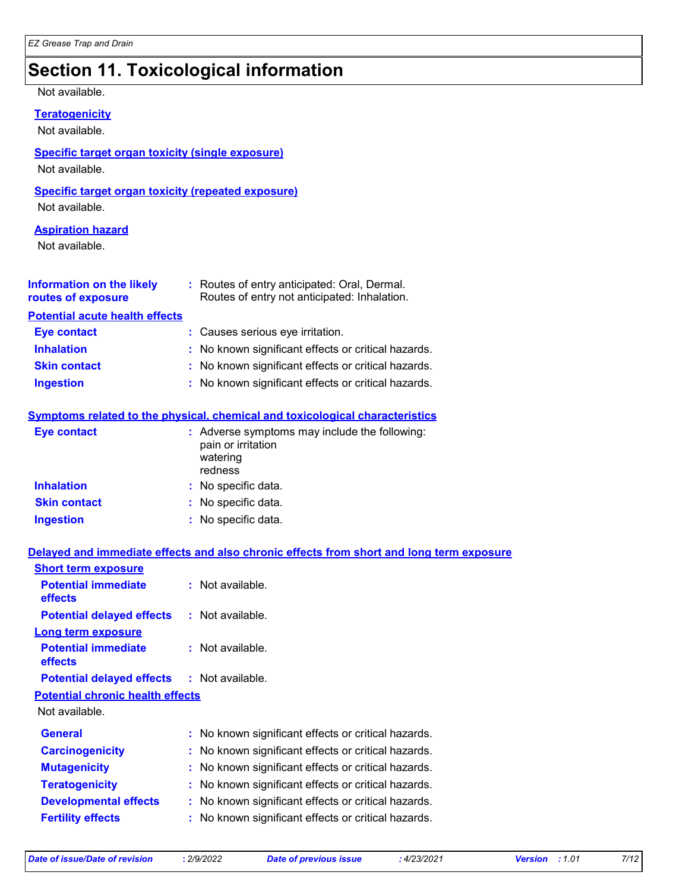## Section 11. Toxicological information

Not available.

**Teratogenicity**

Not available.

**Specific target organ toxicity (single exposure)**

Not available.

**Specific target organ toxicity (repeated exposure)**

Not available.

**Aspiration hazard**

Not available.

**Information on the likely routes of exposure** : Routes of entry anticipated: Oral, Dermal. Routes of entry not anticipated: Inhalation.

**Potential acute health effects**

**Eye contact** : Causes serious eye irritation.

**Inhalation** : No known significant effects or critical hazards.

**Skin contact** : No known significant effects or critical hazards.

**Ingestion** : No known significant effects or critical hazards.

**Symptoms related to the physical, chemical and toxicological characteristics**

**Eye contact** : Adverse symptoms may include the following:
pain or irritation
watering
redness

**Inhalation** : No specific data.

**Skin contact** : No specific data.

**Ingestion** : No specific data.

**Delayed and immediate effects and also chronic effects from short and long term exposure**

**Short term exposure**

**Potential immediate effects** : Not available.

**Potential delayed effects** : Not available.

**Long term exposure**

**Potential immediate effects** : Not available.

**Potential delayed effects** : Not available.

**Potential chronic health effects**

Not available.

**General** : No known significant effects or critical hazards.

**Carcinogenicity** : No known significant effects or critical hazards.

**Mutagenicity** : No known significant effects or critical hazards.

**Teratogenicity** : No known significant effects or critical hazards.

**Developmental effects** : No known significant effects or critical hazards.

**Fertility effects** : No known significant effects or critical hazards.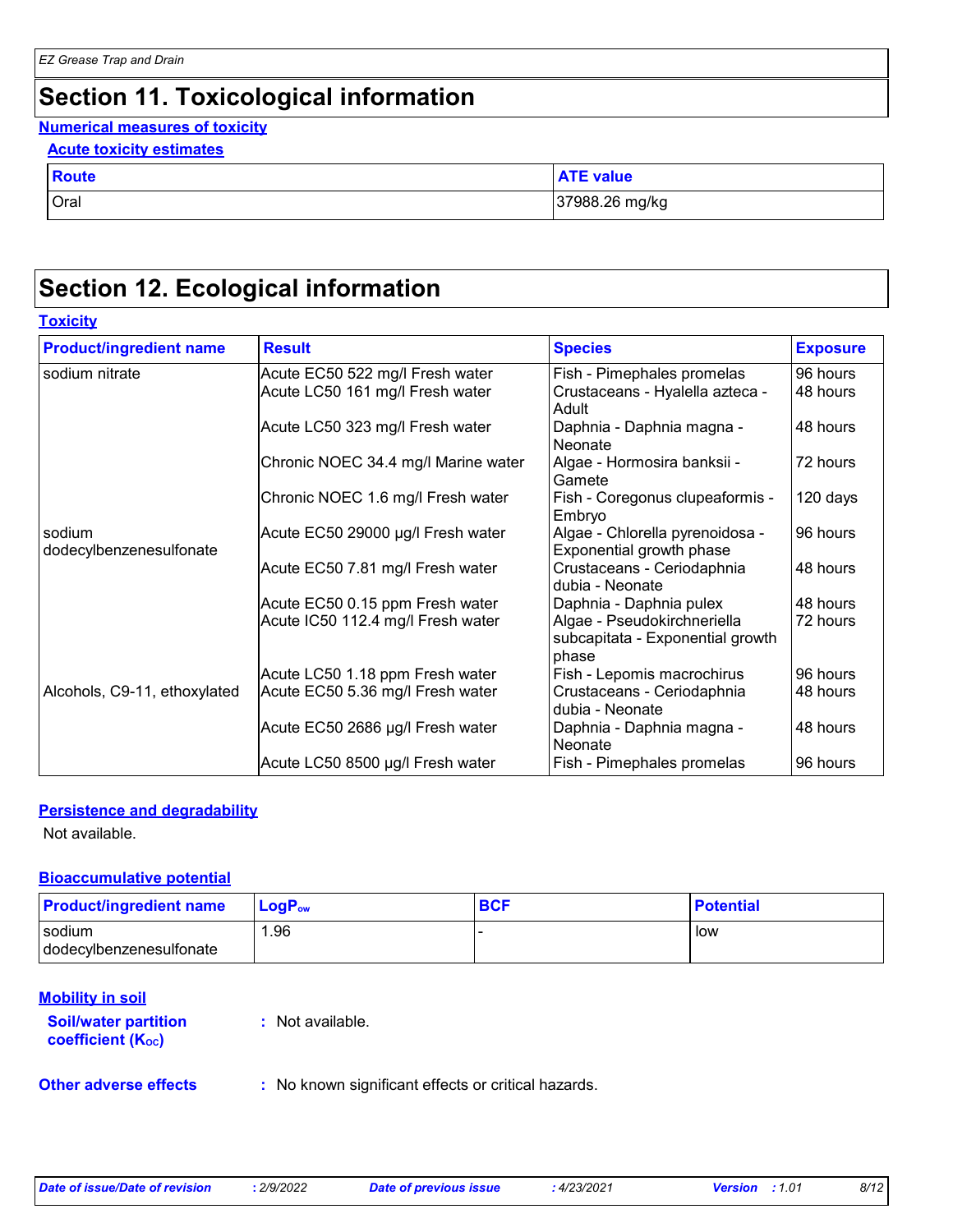## Section 11. Toxicological information

**Numerical measures of toxicity**

**Acute toxicity estimates**

| Route | ATE value |
| --- | --- |
| Oral | 37988.26 mg/kg |

## Section 12. Ecological information

**Toxicity**

| Product/ingredient name | Result | Species | Exposure |
| --- | --- | --- | --- |
| sodium nitrate | Acute EC50 522 mg/l Fresh water | Fish - Pimephales promelas | 96 hours |
| | Acute LC50 161 mg/l Fresh water | Crustaceans - Hyalella azteca - Adult | 48 hours |
| | Acute LC50 323 mg/l Fresh water | Daphnia - Daphnia magna - Neonate | 48 hours |
| | Chronic NOEC 34.4 mg/l Marine water | Algae - Hormosira banksii - Gamete | 72 hours |
| | Chronic NOEC 1.6 mg/l Fresh water | Fish - Coregonus clupeaformis - Embryo | 120 days |
| sodium dodecylbenzenesulfonate | Acute EC50 29000 µg/l Fresh water | Algae - Chlorella pyrenoidosa - Exponential growth phase | 96 hours |
| | Acute EC50 7.81 mg/l Fresh water | Crustaceans - Ceriodaphnia dubia - Neonate | 48 hours |
| | Acute EC50 0.15 ppm Fresh water | Daphnia - Daphnia pulex | 48 hours |
| | Acute IC50 112.4 mg/l Fresh water | Algae - Pseudokirchneriella subcapitata - Exponential growth phase | 72 hours |
| | Acute LC50 1.18 ppm Fresh water | Fish - Lepomis macrochirus | 96 hours |
| Alcohols, C9-11, ethoxylated | Acute EC50 5.36 mg/l Fresh water | Crustaceans - Ceriodaphnia dubia - Neonate | 48 hours |
| | Acute EC50 2686 µg/l Fresh water | Daphnia - Daphnia magna - Neonate | 48 hours |
| | Acute LC50 8500 µg/l Fresh water | Fish - Pimephales promelas | 96 hours |

**Persistence and degradability**

Not available.

**Bioaccumulative potential**

| Product/ingredient name | $LogP_{ow}$ | BCF | Potential |
| --- | --- | --- | --- |
| sodium dodecylbenzenesulfonate | 1.96 | - | low |

**Mobility in soil**

**Soil/water partition coefficient ($K_{OC}$)** : Not available.

**Other adverse effects** : No known significant effects or critical hazards.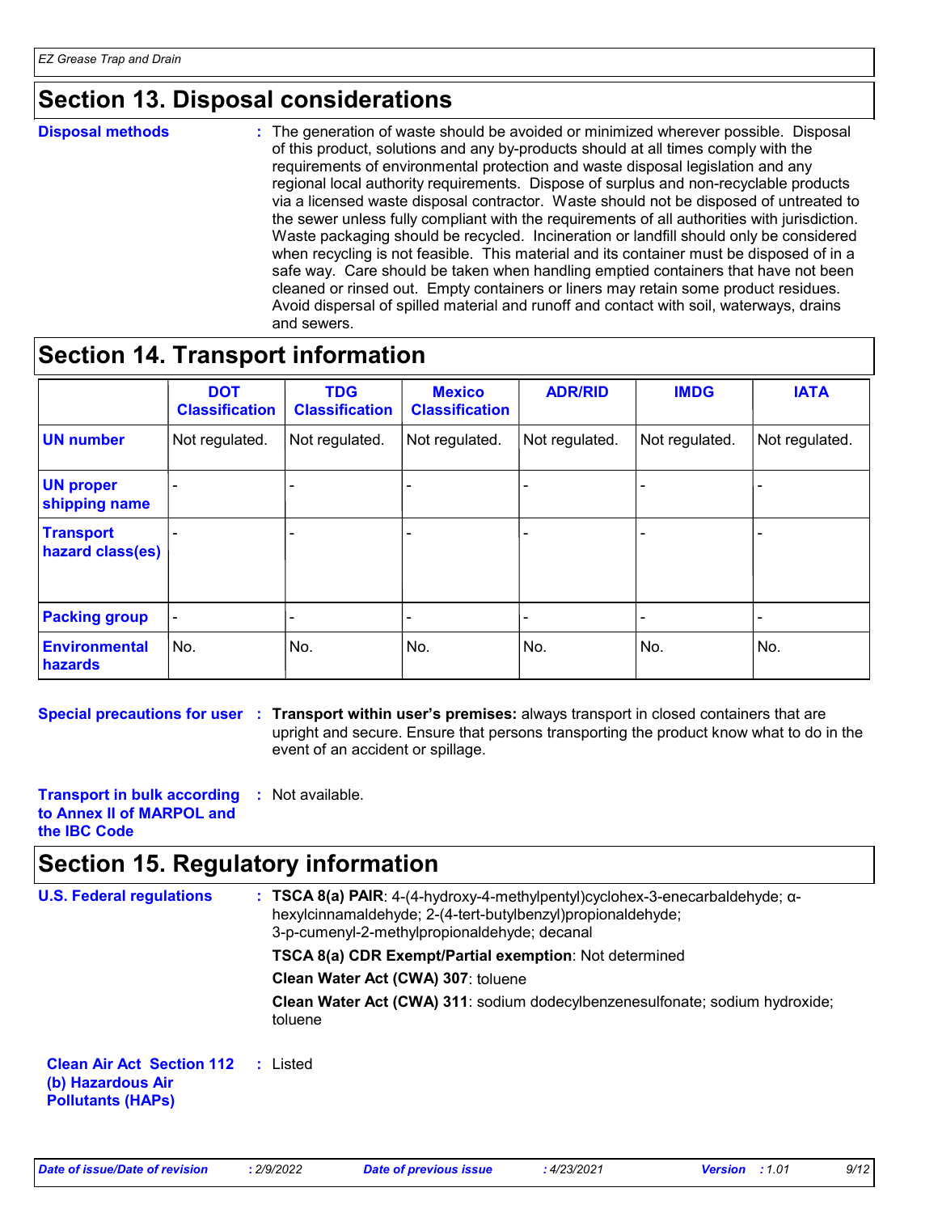## Section 13. Disposal considerations

**Disposal methods** : The generation of waste should be avoided or minimized wherever possible. Disposal of this product, solutions and any by-products should at all times comply with the requirements of environmental protection and waste disposal legislation and any regional local authority requirements. Dispose of surplus and non-recyclable products via a licensed waste disposal contractor. Waste should not be disposed of untreated to the sewer unless fully compliant with the requirements of all authorities with jurisdiction. Waste packaging should be recycled. Incineration or landfill should only be considered when recycling is not feasible. This material and its container must be disposed of in a safe way. Care should be taken when handling emptied containers that have not been cleaned or rinsed out. Empty containers or liners may retain some product residues. Avoid dispersal of spilled material and runoff and contact with soil, waterways, drains and sewers.

## Section 14. Transport information

| | DOT Classification | TDG Classification | Mexico Classification | ADR/RID | IMDG | IATA |
|---|---|---|---|---|---|---|
| **UN number** | Not regulated. | Not regulated. | Not regulated. | Not regulated. | Not regulated. | Not regulated. |
| **UN proper shipping name** | - | - | - | - | - | - |
| **Transport hazard class(es)** | - | - | - | - | - | - |
| **Packing group** | - | - | - | - | - | - |
| **Environmental hazards** | No. | No. | No. | No. | No. | No. |

**Special precautions for user** : **Transport within user's premises:** always transport in closed containers that are upright and secure. Ensure that persons transporting the product know what to do in the event of an accident or spillage.

**Transport in bulk according to Annex II of MARPOL and the IBC Code** : Not available.

## Section 15. Regulatory information

**U.S. Federal regulations** : **TSCA 8(a) PAIR**: 4-(4-hydroxy-4-methylpentyl)cyclohex-3-enecarbaldehyde; α-hexylcinnamaldehyde; 2-(4-tert-butylbenzyl)propionaldehyde; 3-p-cumenyl-2-methylpropionaldehyde; decanal

**TSCA 8(a) CDR Exempt/Partial exemption**: Not determined

**Clean Water Act (CWA) 307**: toluene

**Clean Water Act (CWA) 311**: sodium dodecylbenzenesulfonate; sodium hydroxide; toluene

**Clean Air Act Section 112 (b) Hazardous Air Pollutants (HAPs)** : Listed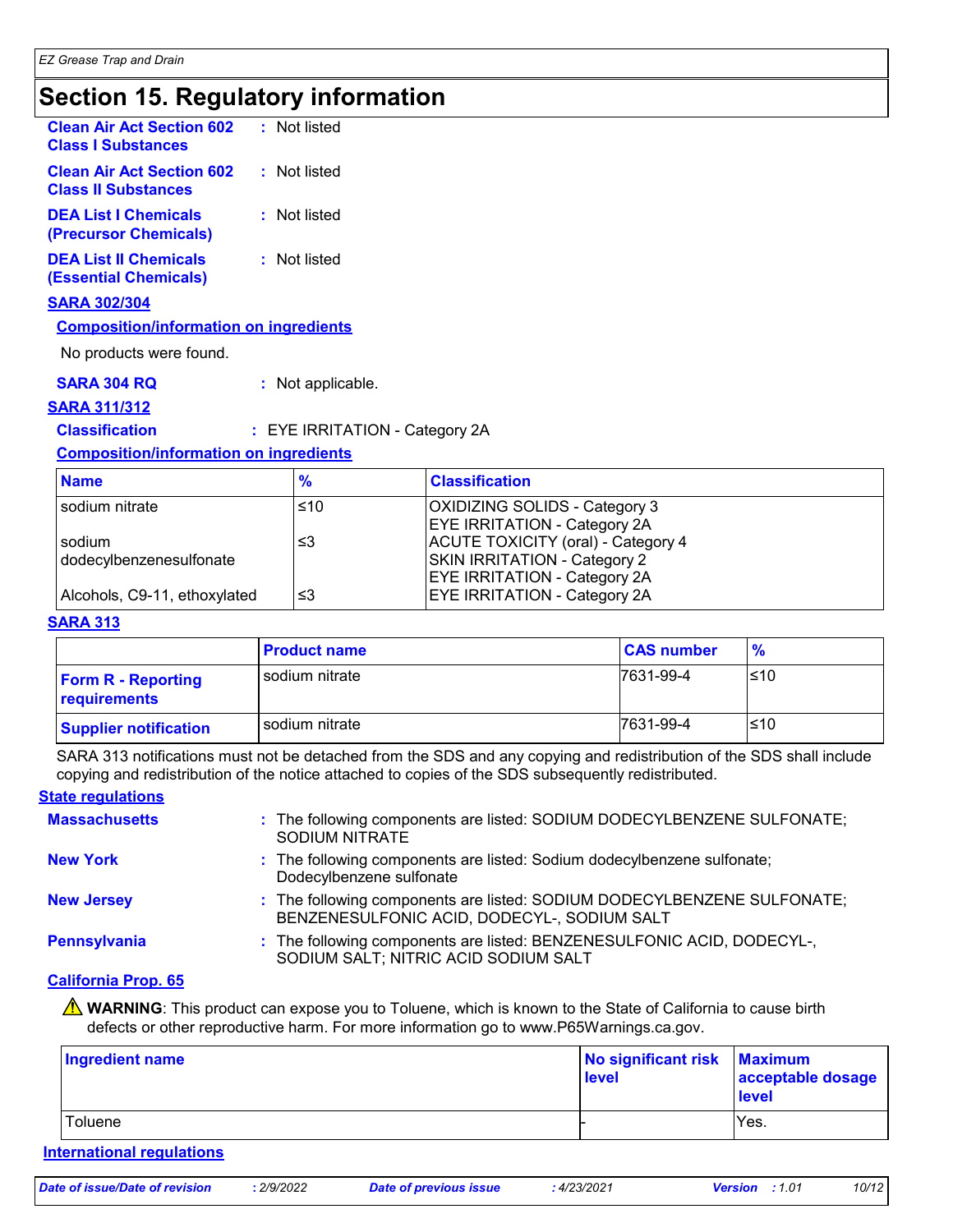# Section 15. Regulatory information

**Clean Air Act Section 602 Class I Substances** : Not listed

**Clean Air Act Section 602 Class II Substances** : Not listed

**DEA List I Chemicals (Precursor Chemicals)** : Not listed

**DEA List II Chemicals (Essential Chemicals)** : Not listed

## SARA 302/304

### Composition/information on ingredients

No products were found.

**SARA 304 RQ** : Not applicable.

## SARA 311/312

**Classification** : EYE IRRITATION - Category 2A

### Composition/information on ingredients

| Name | % | Classification |
|---|---|---|
| sodium nitrate | ≤10 | OXIDIZING SOLIDS - Category 3<br>EYE IRRITATION - Category 2A |
| sodium dodecylbenzenesulfonate | ≤3 | ACUTE TOXICITY (oral) - Category 4<br>SKIN IRRITATION - Category 2<br>EYE IRRITATION - Category 2A |
| Alcohols, C9-11, ethoxylated | ≤3 | EYE IRRITATION - Category 2A |

## SARA 313

| | Product name | CAS number | % |
|---|---|---|---|
| **Form R - Reporting requirements** | sodium nitrate | 7631-99-4 | ≤10 |
| **Supplier notification** | sodium nitrate | 7631-99-4 | ≤10 |

SARA 313 notifications must not be detached from the SDS and any copying and redistribution of the SDS shall include copying and redistribution of the notice attached to copies of the SDS subsequently redistributed.

## State regulations

**Massachusetts** : The following components are listed: SODIUM DODECYLBENZENE SULFONATE; SODIUM NITRATE

**New York** : The following components are listed: Sodium dodecylbenzene sulfonate; Dodecylbenzene sulfonate

**New Jersey** : The following components are listed: SODIUM DODECYLBENZENE SULFONATE; BENZENESULFONIC ACID, DODECYL-, SODIUM SALT

**Pennsylvania** : The following components are listed: BENZENESULFONIC ACID, DODECYL-, SODIUM SALT; NITRIC ACID SODIUM SALT

## California Prop. 65

⚠ **WARNING**: This product can expose you to Toluene, which is known to the State of California to cause birth defects or other reproductive harm. For more information go to www.P65Warnings.ca.gov.

| Ingredient name | No significant risk level | Maximum acceptable dosage level |
|---|---|---|
| Toluene | - | Yes. |

## International regulations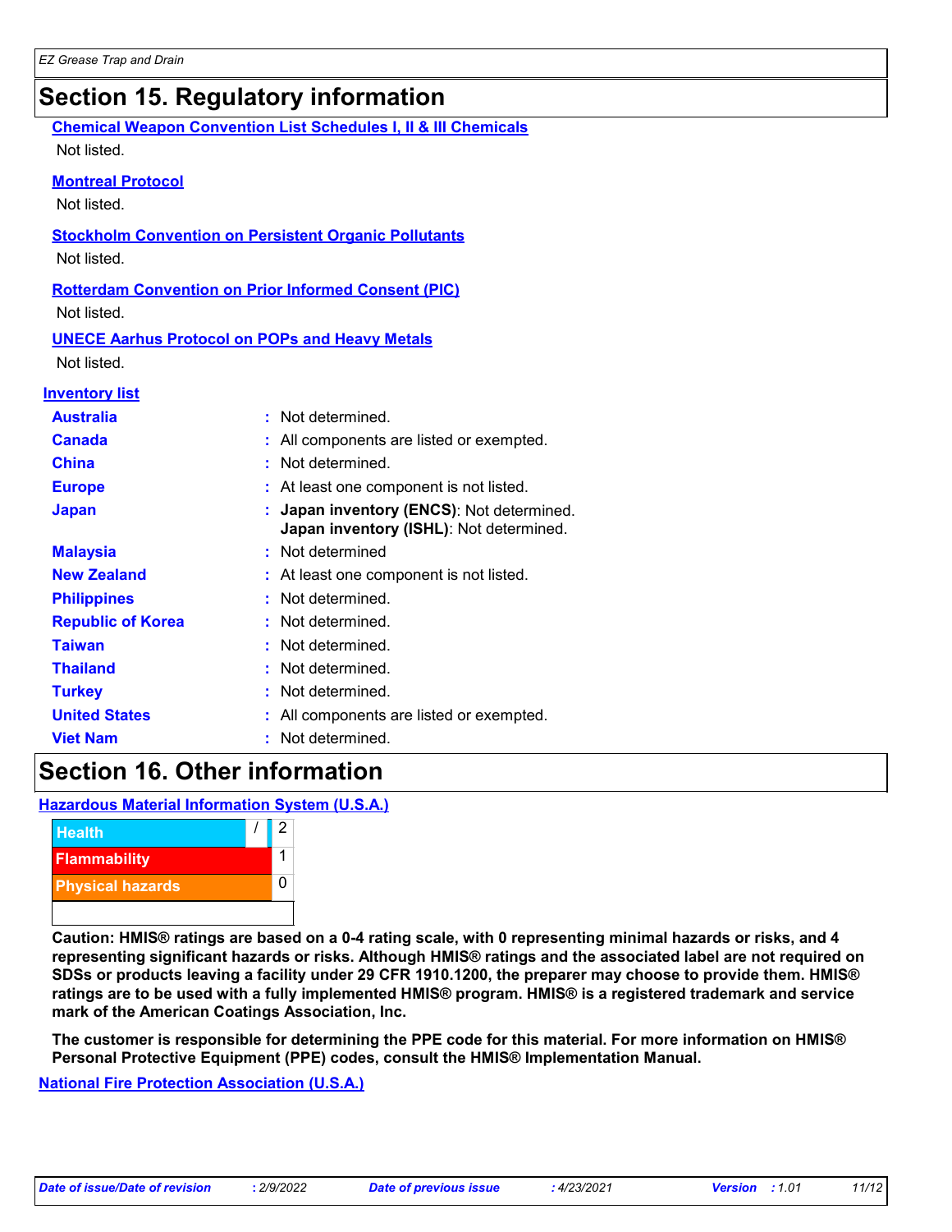## Section 15. Regulatory information

**Chemical Weapon Convention List Schedules I, II & III Chemicals**

Not listed.

**Montreal Protocol**

Not listed.

**Stockholm Convention on Persistent Organic Pollutants**

Not listed.

**Rotterdam Convention on Prior Informed Consent (PIC)**

Not listed.

**UNECE Aarhus Protocol on POPs and Heavy Metals**

Not listed.

**Inventory list**

| | |
|---|---|
| **Australia** | : Not determined. |
| **Canada** | : All components are listed or exempted. |
| **China** | : Not determined. |
| **Europe** | : At least one component is not listed. |
| **Japan** | : **Japan inventory (ENCS)**: Not determined.<br>**Japan inventory (ISHL)**: Not determined. |
| **Malaysia** | : Not determined |
| **New Zealand** | : At least one component is not listed. |
| **Philippines** | : Not determined. |
| **Republic of Korea** | : Not determined. |
| **Taiwan** | : Not determined. |
| **Thailand** | : Not determined. |
| **Turkey** | : Not determined. |
| **United States** | : All components are listed or exempted. |
| **Viet Nam** | : Not determined. |

## Section 16. Other information

**Hazardous Material Information System (U.S.A.)**

| | |
|---|---|
| Health | / 2 |
| Flammability | 1 |
| Physical hazards | 0 |
| | |

**Caution: HMIS® ratings are based on a 0-4 rating scale, with 0 representing minimal hazards or risks, and 4 representing significant hazards or risks. Although HMIS® ratings and the associated label are not required on SDSs or products leaving a facility under 29 CFR 1910.1200, the preparer may choose to provide them. HMIS® ratings are to be used with a fully implemented HMIS® program. HMIS® is a registered trademark and service mark of the American Coatings Association, Inc.**

**The customer is responsible for determining the PPE code for this material. For more information on HMIS® Personal Protective Equipment (PPE) codes, consult the HMIS® Implementation Manual.**

**National Fire Protection Association (U.S.A.)**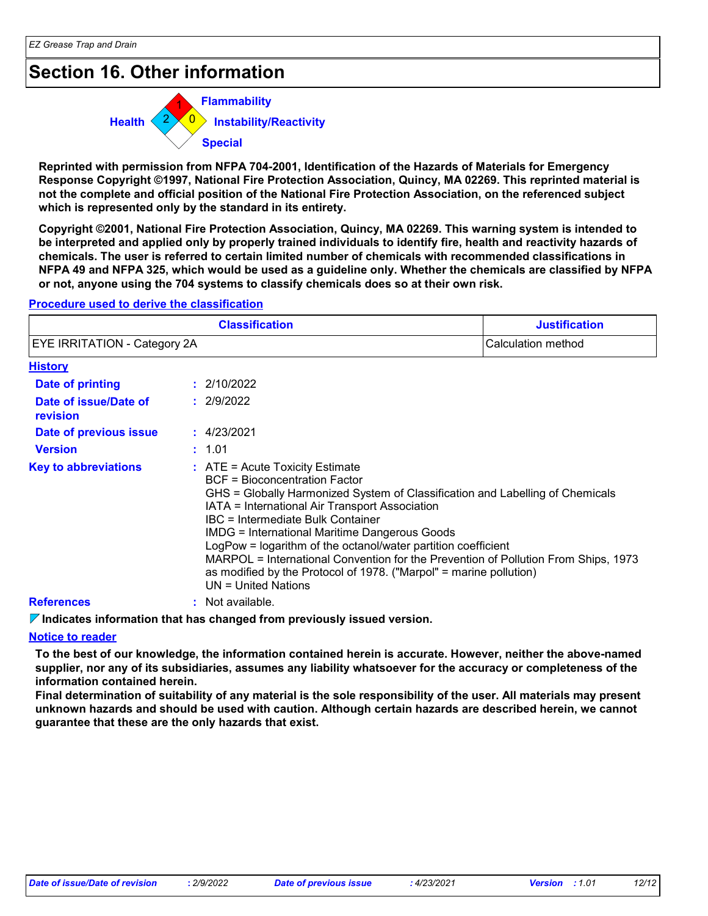# Section 16. Other information

Flammability: 1
Health: 2
Instability/Reactivity: 0
Special

**Reprinted with permission from NFPA 704-2001, Identification of the Hazards of Materials for Emergency Response Copyright ©1997, National Fire Protection Association, Quincy, MA 02269. This reprinted material is not the complete and official position of the National Fire Protection Association, on the referenced subject which is represented only by the standard in its entirety.**

**Copyright ©2001, National Fire Protection Association, Quincy, MA 02269. This warning system is intended to be interpreted and applied only by properly trained individuals to identify fire, health and reactivity hazards of chemicals. The user is referred to certain limited number of chemicals with recommended classifications in NFPA 49 and NFPA 325, which would be used as a guideline only. Whether the chemicals are classified by NFPA or not, anyone using the 704 systems to classify chemicals does so at their own risk.**

**Procedure used to derive the classification**

| Classification | Justification |
|---|---|
| EYE IRRITATION - Category 2A | Calculation method |

**History**

**Date of printing** : 2/10/2022

**Date of issue/Date of revision** : 2/9/2022

**Date of previous issue** : 4/23/2021

**Version** : 1.01

**Key to abbreviations** : ATE = Acute Toxicity Estimate
BCF = Bioconcentration Factor
GHS = Globally Harmonized System of Classification and Labelling of Chemicals
IATA = International Air Transport Association
IBC = Intermediate Bulk Container
IMDG = International Maritime Dangerous Goods
LogPow = logarithm of the octanol/water partition coefficient
MARPOL = International Convention for the Prevention of Pollution From Ships, 1973 as modified by the Protocol of 1978. ("Marpol" = marine pollution)
UN = United Nations

**References** : Not available.

**Indicates information that has changed from previously issued version.**

**Notice to reader**

**To the best of our knowledge, the information contained herein is accurate. However, neither the above-named supplier, nor any of its subsidiaries, assumes any liability whatsoever for the accuracy or completeness of the information contained herein.**
**Final determination of suitability of any material is the sole responsibility of the user. All materials may present unknown hazards and should be used with caution. Although certain hazards are described herein, we cannot guarantee that these are the only hazards that exist.**